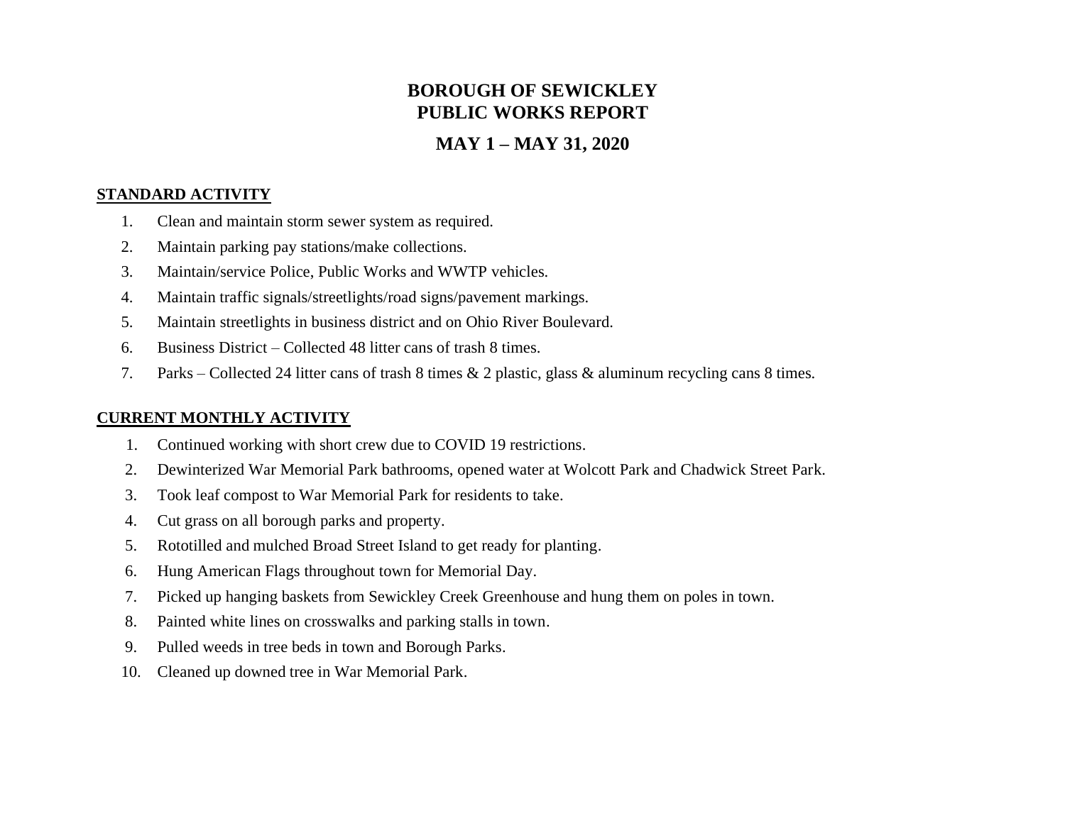# BOROUGH OF SEWICKLEY
# PUBLIC WORKS REPORT

## MAY 1 – MAY 31, 2020

**STANDARD ACTIVITY**

1. Clean and maintain storm sewer system as required.
2. Maintain parking pay stations/make collections.
3. Maintain/service Police, Public Works and WWTP vehicles.
4. Maintain traffic signals/streetlights/road signs/pavement markings.
5. Maintain streetlights in business district and on Ohio River Boulevard.
6. Business District – Collected 48 litter cans of trash 8 times.
7. Parks – Collected 24 litter cans of trash 8 times & 2 plastic, glass & aluminum recycling cans 8 times.

**CURRENT MONTHLY ACTIVITY**

1. Continued working with short crew due to COVID 19 restrictions.
2. Dewinterized War Memorial Park bathrooms, opened water at Wolcott Park and Chadwick Street Park.
3. Took leaf compost to War Memorial Park for residents to take.
4. Cut grass on all borough parks and property.
5. Rototilled and mulched Broad Street Island to get ready for planting.
6. Hung American Flags throughout town for Memorial Day.
7. Picked up hanging baskets from Sewickley Creek Greenhouse and hung them on poles in town.
8. Painted white lines on crosswalks and parking stalls in town.
9. Pulled weeds in tree beds in town and Borough Parks.
10. Cleaned up downed tree in War Memorial Park.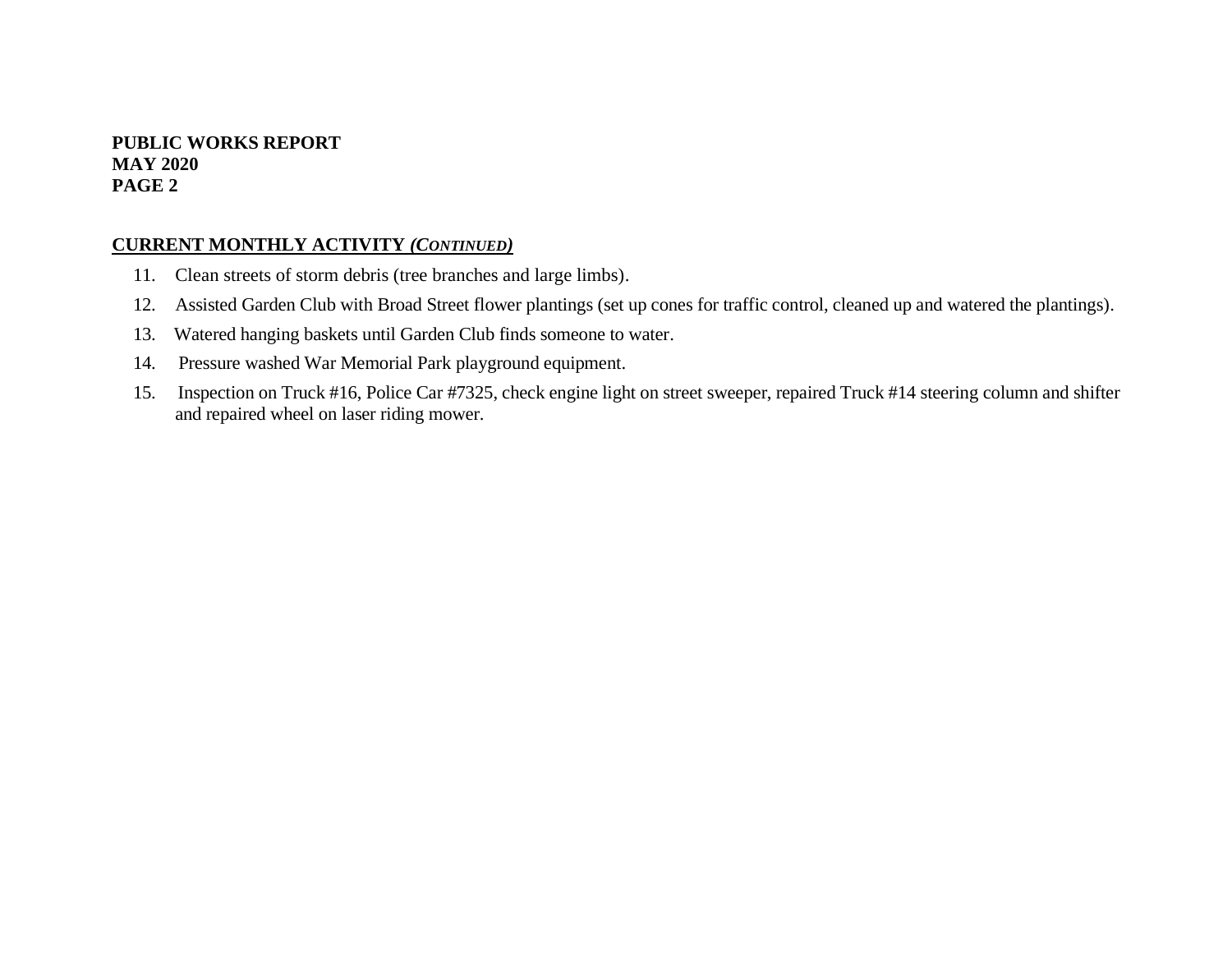**PUBLIC WORKS REPORT**
**MAY 2020**
**PAGE 2**

## CURRENT MONTHLY ACTIVITY *(CONTINUED)*

11. Clean streets of storm debris (tree branches and large limbs).
12. Assisted Garden Club with Broad Street flower plantings (set up cones for traffic control, cleaned up and watered the plantings).
13. Watered hanging baskets until Garden Club finds someone to water.
14. Pressure washed War Memorial Park playground equipment.
15. Inspection on Truck #16, Police Car #7325, check engine light on street sweeper, repaired Truck #14 steering column and shifter and repaired wheel on laser riding mower.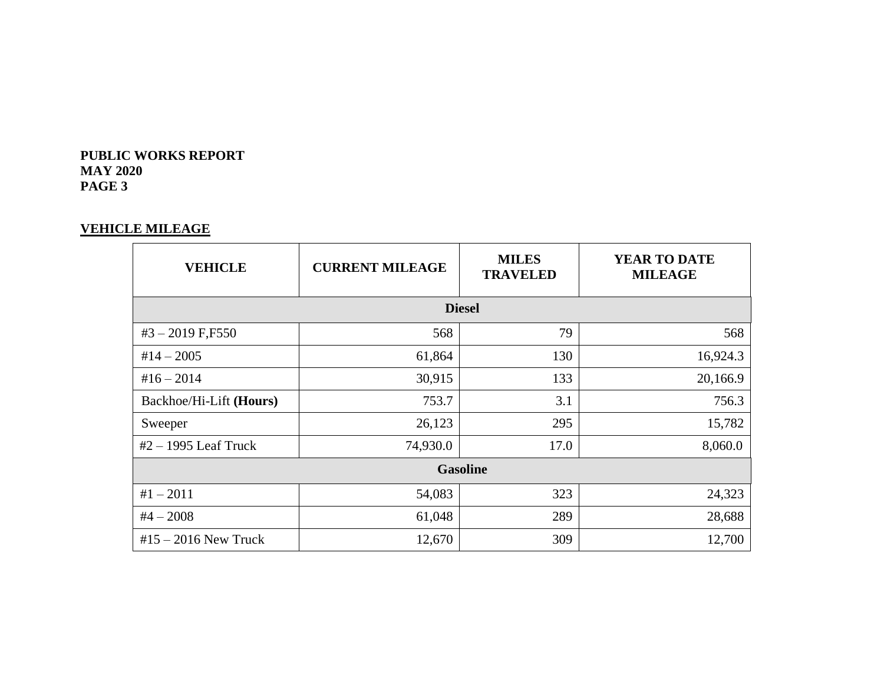**PUBLIC WORKS REPORT**
**MAY 2020**
**PAGE 3**

## VEHICLE MILEAGE

| VEHICLE | CURRENT MILEAGE | MILES TRAVELED | YEAR TO DATE MILEAGE |
|---|---|---|---|
| **Diesel** | | | |
| #3 – 2019 F,F550 | 568 | 79 | 568 |
| #14 – 2005 | 61,864 | 130 | 16,924.3 |
| #16 – 2014 | 30,915 | 133 | 20,166.9 |
| Backhoe/Hi-Lift **(Hours)** | 753.7 | 3.1 | 756.3 |
| Sweeper | 26,123 | 295 | 15,782 |
| #2 – 1995 Leaf Truck | 74,930.0 | 17.0 | 8,060.0 |
| **Gasoline** | | | |
| #1 – 2011 | 54,083 | 323 | 24,323 |
| #4 – 2008 | 61,048 | 289 | 28,688 |
| #15 – 2016 New Truck | 12,670 | 309 | 12,700 |